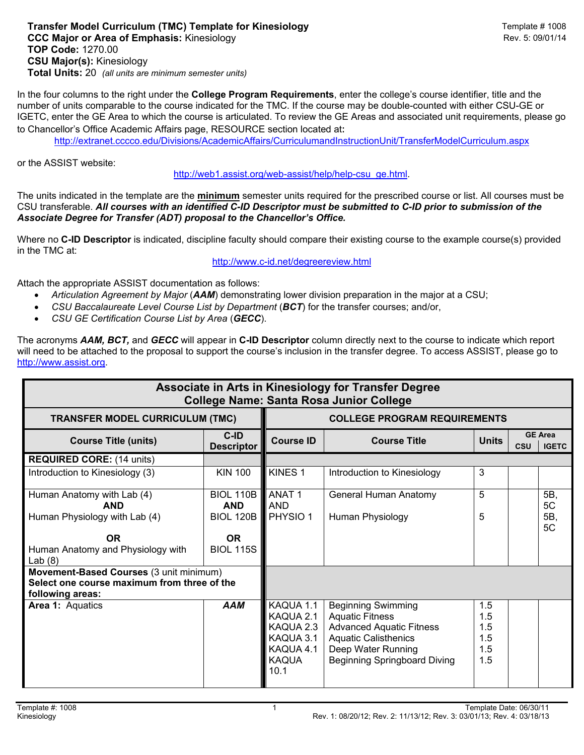**Transfer Model Curriculum (TMC) Template for Kinesiology**
**CCC Major or Area of Emphasis:** Kinesiology
**TOP Code:** 1270.00
**CSU Major(s):** Kinesiology
**Total Units:** 20 *(all units are minimum semester units)*

Template # 1008
Rev. 5: 09/01/14

In the four columns to the right under the **College Program Requirements**, enter the college's course identifier, title and the number of units comparable to the course indicated for the TMC. If the course may be double-counted with either CSU-GE or IGETC, enter the GE Area to which the course is articulated. To review the GE Areas and associated unit requirements, please go to Chancellor's Office Academic Affairs page, RESOURCE section located at**:**

http://extranet.cccco.edu/Divisions/AcademicAffairs/CurriculumandInstructionUnit/TransferModelCurriculum.aspx

or the ASSIST website:

http://web1.assist.org/web-assist/help/help-csu_ge.html.

The units indicated in the template are the **minimum** semester units required for the prescribed course or list. All courses must be CSU transferable. ***All courses with an identified C-ID Descriptor must be submitted to C-ID prior to submission of the Associate Degree for Transfer (ADT) proposal to the Chancellor's Office.***

Where no **C-ID Descriptor** is indicated, discipline faculty should compare their existing course to the example course(s) provided in the TMC at:

http://www.c-id.net/degreereview.html

Attach the appropriate ASSIST documentation as follows:

- *Articulation Agreement by Major* (***AAM***) demonstrating lower division preparation in the major at a CSU;
- *CSU Baccalaureate Level Course List by Department* (***BCT***) for the transfer courses; and/or,
- *CSU GE Certification Course List by Area* (***GECC***).

The acronyms ***AAM, BCT,*** and ***GECC*** will appear in **C-ID Descriptor** column directly next to the course to indicate which report will need to be attached to the proposal to support the course's inclusion in the transfer degree. To access ASSIST, please go to http://www.assist.org.

| **Associate in Arts in Kinesiology for Transfer Degree<br>College Name: Santa Rosa Junior College** | | | | | | |
|---|---|---|---|---|---|---|
| **TRANSFER MODEL CURRICULUM (TMC)** | | **COLLEGE PROGRAM REQUIREMENTS** | | | | |
| **Course Title (units)** | **C-ID Descriptor** | **Course ID** | **Course Title** | **Units** | **GE Area CSU** | **GE Area IGETC** |
| **REQUIRED CORE:** (14 units) | | | | | | |
| Introduction to Kinesiology (3) | KIN 100 | KINES 1 | Introduction to Kinesiology | 3 | | |
| Human Anatomy with Lab (4)<br>**AND**<br>Human Physiology with Lab (4)<br>**OR**<br>Human Anatomy and Physiology with Lab (8) | BIOL 110B<br>**AND**<br>BIOL 120B<br>**OR**<br>BIOL 115S | ANAT 1<br>AND<br>PHYSIO 1 | General Human Anatomy<br><br>Human Physiology | 5<br><br>5 | | 5B, 5C<br><br>5B, 5C |
| **Movement-Based Courses** (3 unit minimum)<br>**Select one course maximum from three of the following areas:** | | | | | | |
| **Area 1:** Aquatics | ***AAM*** | KAQUA 1.1<br>KAQUA 2.1<br>KAQUA 2.3<br>KAQUA 3.1<br>KAQUA 4.1<br>KAQUA 10.1 | Beginning Swimming<br>Aquatic Fitness<br>Advanced Aquatic Fitness<br>Aquatic Calisthenics<br>Deep Water Running<br>Beginning Springboard Diving | 1.5<br>1.5<br>1.5<br>1.5<br>1.5<br>1.5 | | |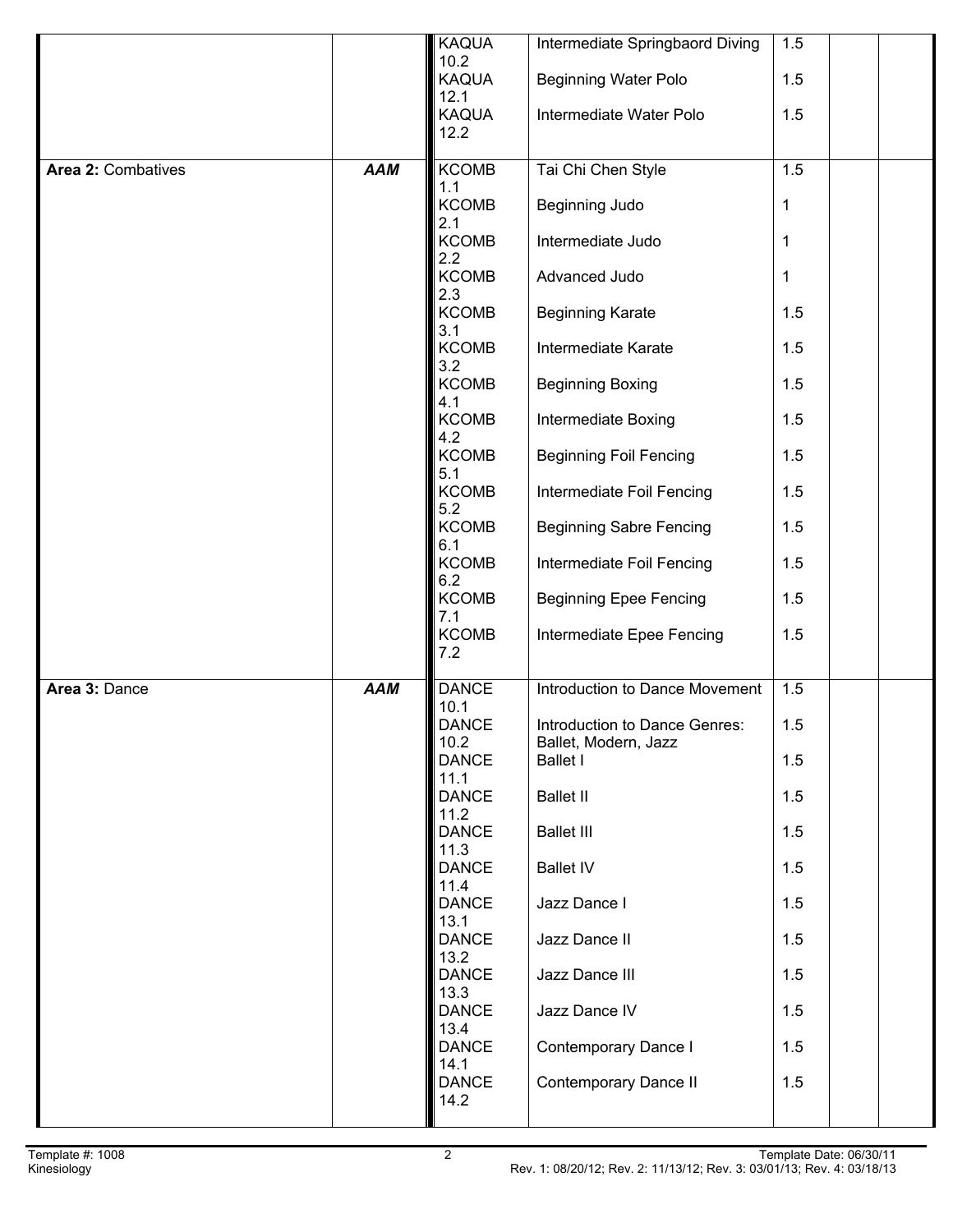| | | | | | | |
|---|---|---|---|---|---|---|
| | | KAQUA 10.2 | Intermediate Springbaord Diving | 1.5 | | |
| | | KAQUA 12.1 | Beginning Water Polo | 1.5 | | |
| | | KAQUA 12.2 | Intermediate Water Polo | 1.5 | | |
| **Area 2:** Combatives | ***AAM*** | KCOMB 1.1 | Tai Chi Chen Style | 1.5 | | |
| | | KCOMB 2.1 | Beginning Judo | 1 | | |
| | | KCOMB 2.2 | Intermediate Judo | 1 | | |
| | | KCOMB 2.3 | Advanced Judo | 1 | | |
| | | KCOMB 3.1 | Beginning Karate | 1.5 | | |
| | | KCOMB 3.2 | Intermediate Karate | 1.5 | | |
| | | KCOMB 4.1 | Beginning Boxing | 1.5 | | |
| | | KCOMB 4.2 | Intermediate Boxing | 1.5 | | |
| | | KCOMB 5.1 | Beginning Foil Fencing | 1.5 | | |
| | | KCOMB 5.2 | Intermediate Foil Fencing | 1.5 | | |
| | | KCOMB 6.1 | Beginning Sabre Fencing | 1.5 | | |
| | | KCOMB 6.2 | Intermediate Foil Fencing | 1.5 | | |
| | | KCOMB 7.1 | Beginning Epee Fencing | 1.5 | | |
| | | KCOMB 7.2 | Intermediate Epee Fencing | 1.5 | | |
| **Area 3:** Dance | ***AAM*** | DANCE 10.1 | Introduction to Dance Movement | 1.5 | | |
| | | DANCE 10.2 | Introduction to Dance Genres: Ballet, Modern, Jazz | 1.5 | | |
| | | DANCE 11.1 | Ballet I | 1.5 | | |
| | | DANCE 11.2 | Ballet II | 1.5 | | |
| | | DANCE 11.3 | Ballet III | 1.5 | | |
| | | DANCE 11.4 | Ballet IV | 1.5 | | |
| | | DANCE 13.1 | Jazz Dance I | 1.5 | | |
| | | DANCE 13.2 | Jazz Dance II | 1.5 | | |
| | | DANCE 13.3 | Jazz Dance III | 1.5 | | |
| | | DANCE 13.4 | Jazz Dance IV | 1.5 | | |
| | | DANCE 14.1 | Contemporary Dance I | 1.5 | | |
| | | DANCE 14.2 | Contemporary Dance II | 1.5 | | |

Template #: 1008
Kinesiology

Template Date: 06/30/11
Rev. 1: 08/20/12; Rev. 2: 11/13/12; Rev. 3: 03/01/13; Rev. 4: 03/18/13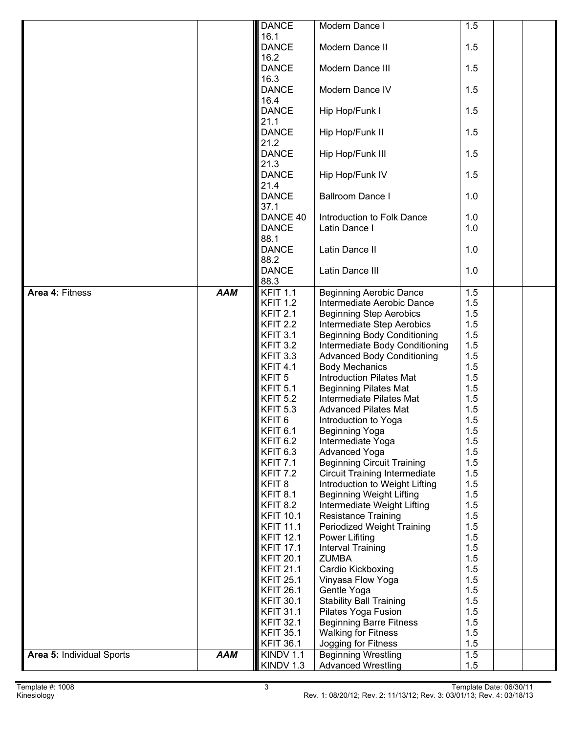| | | | | | | |
|---|---|---|---|---|---|---|
| | | DANCE 16.1 | Modern Dance I | 1.5 | | |
| | | DANCE 16.2 | Modern Dance II | 1.5 | | |
| | | DANCE 16.3 | Modern Dance III | 1.5 | | |
| | | DANCE 16.4 | Modern Dance IV | 1.5 | | |
| | | DANCE 21.1 | Hip Hop/Funk I | 1.5 | | |
| | | DANCE 21.2 | Hip Hop/Funk II | 1.5 | | |
| | | DANCE 21.3 | Hip Hop/Funk III | 1.5 | | |
| | | DANCE 21.4 | Hip Hop/Funk IV | 1.5 | | |
| | | DANCE 37.1 | Ballroom Dance I | 1.0 | | |
| | | DANCE 40 | Introduction to Folk Dance | 1.0 | | |
| | | DANCE 88.1 | Latin Dance I | 1.0 | | |
| | | DANCE 88.2 | Latin Dance II | 1.0 | | |
| | | DANCE 88.3 | Latin Dance III | 1.0 | | |
| **Area 4:** Fitness | ***AAM*** | KFIT 1.1 | Beginning Aerobic Dance | 1.5 | | |
| | | KFIT 1.2 | Intermediate Aerobic Dance | 1.5 | | |
| | | KFIT 2.1 | Beginning Step Aerobics | 1.5 | | |
| | | KFIT 2.2 | Intermediate Step Aerobics | 1.5 | | |
| | | KFIT 3.1 | Beginning Body Conditioning | 1.5 | | |
| | | KFIT 3.2 | Intermediate Body Conditioning | 1.5 | | |
| | | KFIT 3.3 | Advanced Body Conditioning | 1.5 | | |
| | | KFIT 4.1 | Body Mechanics | 1.5 | | |
| | | KFIT 5 | Introduction Pilates Mat | 1.5 | | |
| | | KFIT 5.1 | Beginning Pilates Mat | 1.5 | | |
| | | KFIT 5.2 | Intermediate Pilates Mat | 1.5 | | |
| | | KFIT 5.3 | Advanced Pilates Mat | 1.5 | | |
| | | KFIT 6 | Introduction to Yoga | 1.5 | | |
| | | KFIT 6.1 | Beginning Yoga | 1.5 | | |
| | | KFIT 6.2 | Intermediate Yoga | 1.5 | | |
| | | KFIT 6.3 | Advanced Yoga | 1.5 | | |
| | | KFIT 7.1 | Beginning Circuit Training | 1.5 | | |
| | | KFIT 7.2 | Circuit Training Intermediate | 1.5 | | |
| | | KFIT 8 | Introduction to Weight Lifting | 1.5 | | |
| | | KFIT 8.1 | Beginning Weight Lifting | 1.5 | | |
| | | KFIT 8.2 | Intermediate Weight Lifting | 1.5 | | |
| | | KFIT 10.1 | Resistance Training | 1.5 | | |
| | | KFIT 11.1 | Periodized Weight Training | 1.5 | | |
| | | KFIT 12.1 | Power Lifiting | 1.5 | | |
| | | KFIT 17.1 | Interval Training | 1.5 | | |
| | | KFIT 20.1 | ZUMBA | 1.5 | | |
| | | KFIT 21.1 | Cardio Kickboxing | 1.5 | | |
| | | KFIT 25.1 | Vinyasa Flow Yoga | 1.5 | | |
| | | KFIT 26.1 | Gentle Yoga | 1.5 | | |
| | | KFIT 30.1 | Stability Ball Training | 1.5 | | |
| | | KFIT 31.1 | Pilates Yoga Fusion | 1.5 | | |
| | | KFIT 32.1 | Beginning Barre Fitness | 1.5 | | |
| | | KFIT 35.1 | Walking for Fitness | 1.5 | | |
| | | KFIT 36.1 | Jogging for Fitness | 1.5 | | |
| **Area 5:** Individual Sports | ***AAM*** | KINDV 1.1 | Beginning Wrestling | 1.5 | | |
| | | KINDV 1.3 | Advanced Wrestling | 1.5 | | |

Template #: 1008
Kinesiology

Template Date: 06/30/11
Rev. 1: 08/20/12; Rev. 2: 11/13/12; Rev. 3: 03/01/13; Rev. 4: 03/18/13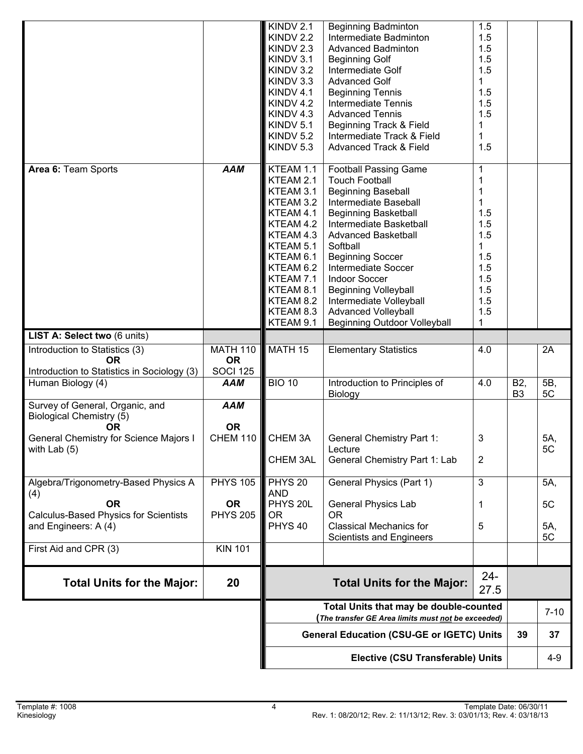|  |  | KINDV 2.1<br>KINDV 2.2<br>KINDV 2.3<br>KINDV 3.1<br>KINDV 3.2<br>KINDV 3.3<br>KINDV 4.1<br>KINDV 4.2<br>KINDV 4.3<br>KINDV 5.1<br>KINDV 5.2<br>KINDV 5.3 | Beginning Badminton<br>Intermediate Badminton<br>Advanced Badminton<br>Beginning Golf<br>Intermediate Golf<br>Advanced Golf<br>Beginning Tennis<br>Intermediate Tennis<br>Advanced Tennis<br>Beginning Track & Field<br>Intermediate Track & Field<br>Advanced Track & Field | 1.5<br>1.5<br>1.5<br>1.5<br>1.5<br>1<br>1.5<br>1.5<br>1.5<br>1<br>1<br>1.5 |  |  |
|---|---|---|---|---|---|---|
| **Area 6:** Team Sports | ***AAM*** | KTEAM 1.1<br>KTEAM 2.1<br>KTEAM 3.1<br>KTEAM 3.2<br>KTEAM 4.1<br>KTEAM 4.2<br>KTEAM 4.3<br>KTEAM 5.1<br>KTEAM 6.1<br>KTEAM 6.2<br>KTEAM 7.1<br>KTEAM 8.1<br>KTEAM 8.2<br>KTEAM 8.3<br>KTEAM 9.1 | Football Passing Game<br>Touch Football<br>Beginning Baseball<br>Intermediate Baseball<br>Beginning Basketball<br>Intermediate Basketball<br>Advanced Basketball<br>Softball<br>Beginning Soccer<br>Intermediate Soccer<br>Indoor Soccer<br>Beginning Volleyball<br>Intermediate Volleyball<br>Advanced Volleyball<br>Beginning Outdoor Volleyball | 1<br>1<br>1<br>1<br>1.5<br>1.5<br>1.5<br>1<br>1.5<br>1.5<br>1.5<br>1.5<br>1.5<br>1.5<br>1 |  |  |
| **LIST A: Select two** (6 units) |  |  |  |  |  |  |
| Introduction to Statistics (3)<br>**OR**<br>Introduction to Statistics in Sociology (3) | MATH 110<br>**OR**<br>SOCI 125 | MATH 15 | Elementary Statistics | 4.0 |  | 2A |
| Human Biology (4) | ***AAM*** | BIO 10 | Introduction to Principles of Biology | 4.0 | B2, B3 | 5B, 5C |
| Survey of General, Organic, and Biological Chemistry (5)<br>**OR**<br>General Chemistry for Science Majors I with Lab (5) | ***AAM***<br>**OR**<br>CHEM 110 | CHEM 3A<br>CHEM 3AL | General Chemistry Part 1: Lecture<br>General Chemistry Part 1: Lab | 3<br>2 |  | 5A, 5C |
| Algebra/Trigonometry-Based Physics A (4)<br>**OR**<br>Calculus-Based Physics for Scientists and Engineers: A (4) | PHYS 105<br>**OR**<br>PHYS 205 | PHYS 20<br>AND<br>PHYS 20L<br>OR<br>PHYS 40 | General Physics (Part 1)<br>General Physics Lab<br>OR<br>Classical Mechanics for Scientists and Engineers | 3<br>1<br>5 |  | 5A,<br>5C<br>5A, 5C |
| First Aid and CPR (3) | KIN 101 |  |  |  |  |  |
| **Total Units for the Major:** | **20** |  | **Total Units for the Major:** | 24-27.5 |  |  |
|  |  |  | **Total Units that may be double-counted** (*The transfer GE Area limits must not be exceeded*) |  |  | 7-10 |
|  |  |  | **General Education (CSU-GE or IGETC) Units** |  | **39** | **37** |
|  |  |  | **Elective (CSU Transferable) Units** |  |  | 4-9 |

Template #: 1008
Kinesiology

Template Date: 06/30/11
Rev. 1: 08/20/12; Rev. 2: 11/13/12; Rev. 3: 03/01/13; Rev. 4: 03/18/13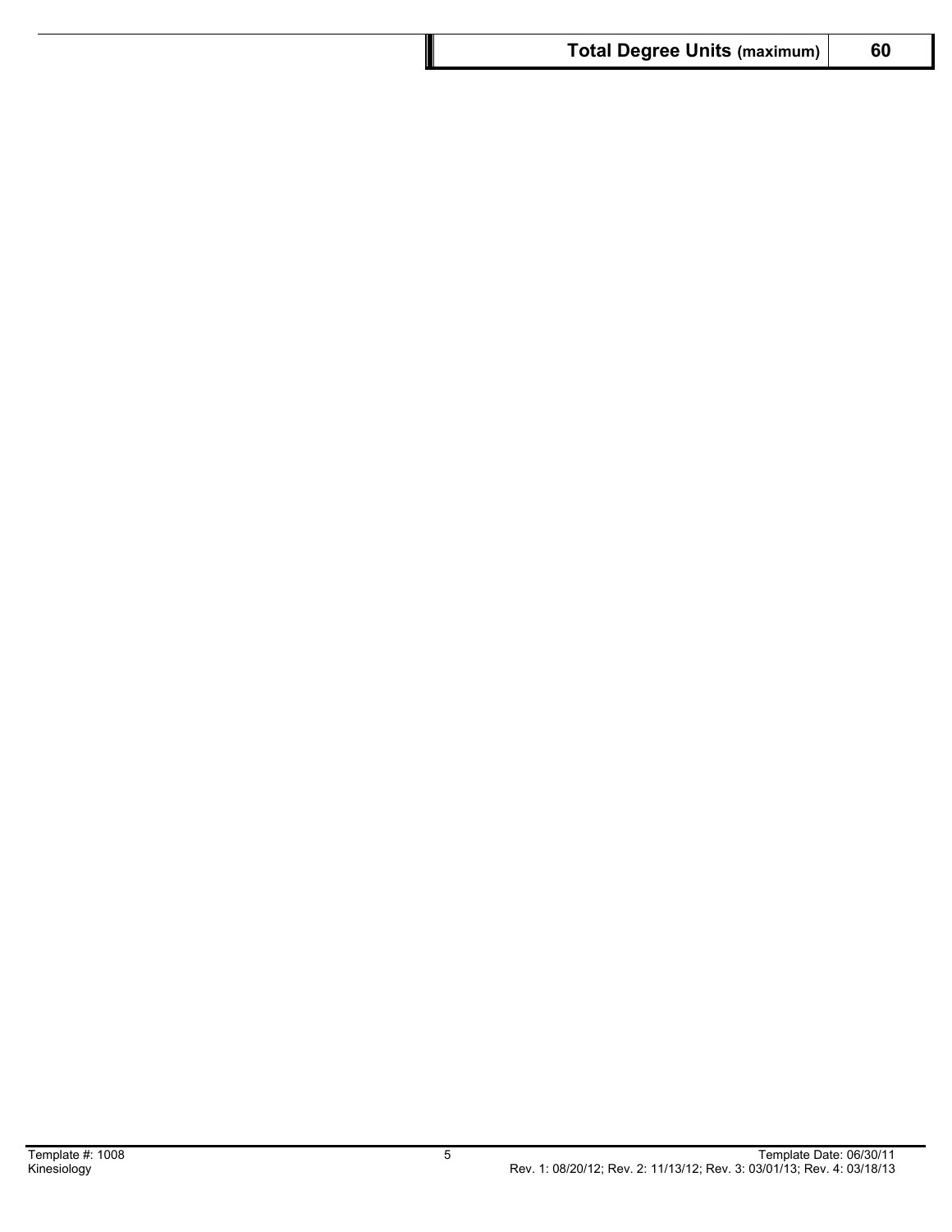| | |
|---|---|
| **Total Degree Units (maximum)** | **60** |